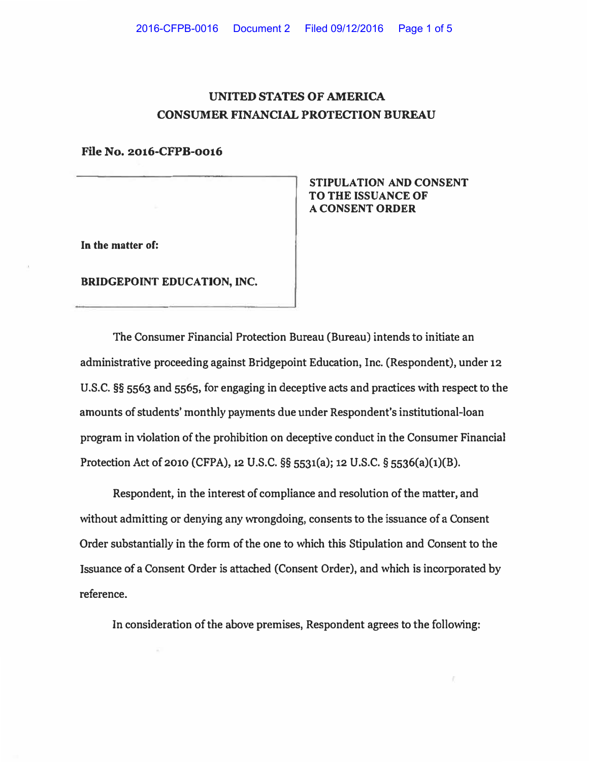# UNITED STATES OF AMERICA
## CONSUMER FINANCIAL PROTECTION BUREAU

**File No. 2016-CFPB-0016**

**In the matter of:**

**BRIDGEPOINT EDUCATION, INC.**

**STIPULATION AND CONSENT TO THE ISSUANCE OF A CONSENT ORDER**

The Consumer Financial Protection Bureau (Bureau) intends to initiate an administrative proceeding against Bridgepoint Education, Inc. (Respondent), under 12 U.S.C. §§ 5563 and 5565, for engaging in deceptive acts and practices with respect to the amounts of students' monthly payments due under Respondent's institutional-loan program in violation of the prohibition on deceptive conduct in the Consumer Financial Protection Act of 2010 (CFPA), 12 U.S.C. §§ 5531(a); 12 U.S.C. § 5536(a)(1)(B).

Respondent, in the interest of compliance and resolution of the matter, and without admitting or denying any wrongdoing, consents to the issuance of a Consent Order substantially in the form of the one to which this Stipulation and Consent to the Issuance of a Consent Order is attached (Consent Order), and which is incorporated by reference.

In consideration of the above premises, Respondent agrees to the following: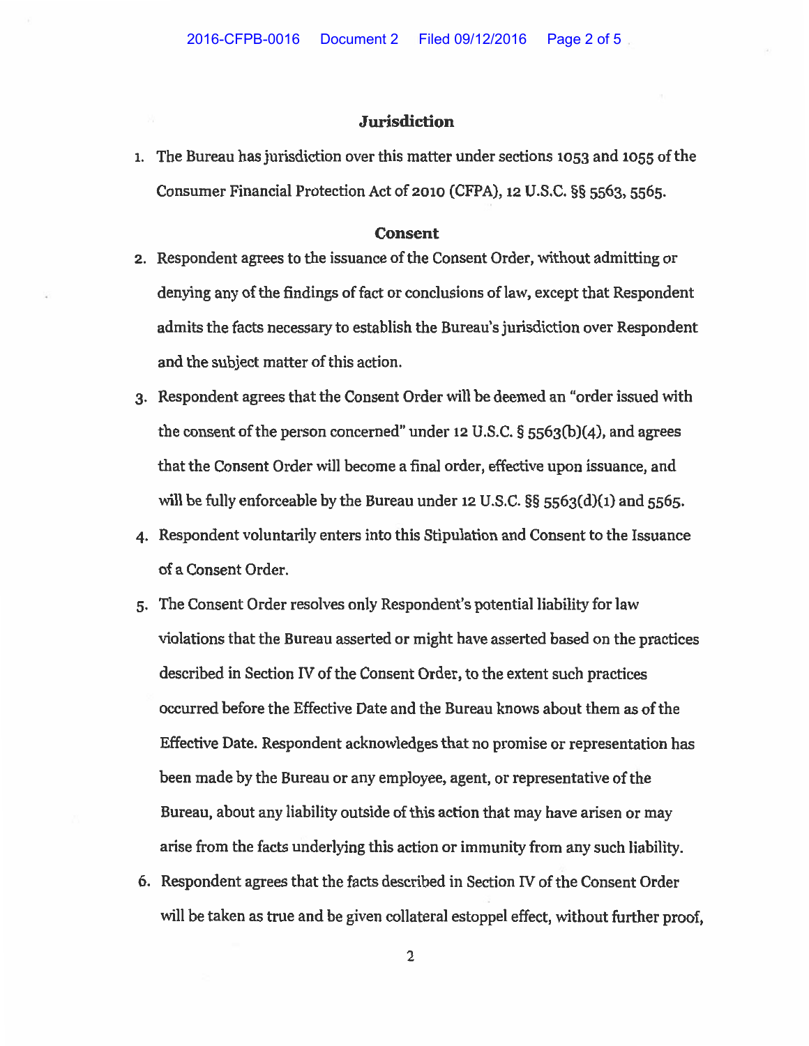## Jurisdiction

1. The Bureau has jurisdiction over this matter under sections 1053 and 1055 of the Consumer Financial Protection Act of 2010 (CFPA), 12 U.S.C. §§ 5563, 5565.

## Consent

2. Respondent agrees to the issuance of the Consent Order, without admitting or denying any of the findings of fact or conclusions of law, except that Respondent admits the facts necessary to establish the Bureau's jurisdiction over Respondent and the subject matter of this action.
3. Respondent agrees that the Consent Order will be deemed an "order issued with the consent of the person concerned" under 12 U.S.C. § 5563(b)(4), and agrees that the Consent Order will become a final order, effective upon issuance, and will be fully enforceable by the Bureau under 12 U.S.C. §§ 5563(d)(1) and 5565.
4. Respondent voluntarily enters into this Stipulation and Consent to the Issuance of a Consent Order.
5. The Consent Order resolves only Respondent's potential liability for law violations that the Bureau asserted or might have asserted based on the practices described in Section IV of the Consent Order, to the extent such practices occurred before the Effective Date and the Bureau knows about them as of the Effective Date. Respondent acknowledges that no promise or representation has been made by the Bureau or any employee, agent, or representative of the Bureau, about any liability outside of this action that may have arisen or may arise from the facts underlying this action or immunity from any such liability.
6. Respondent agrees that the facts described in Section IV of the Consent Order will be taken as true and be given collateral estoppel effect, without further proof,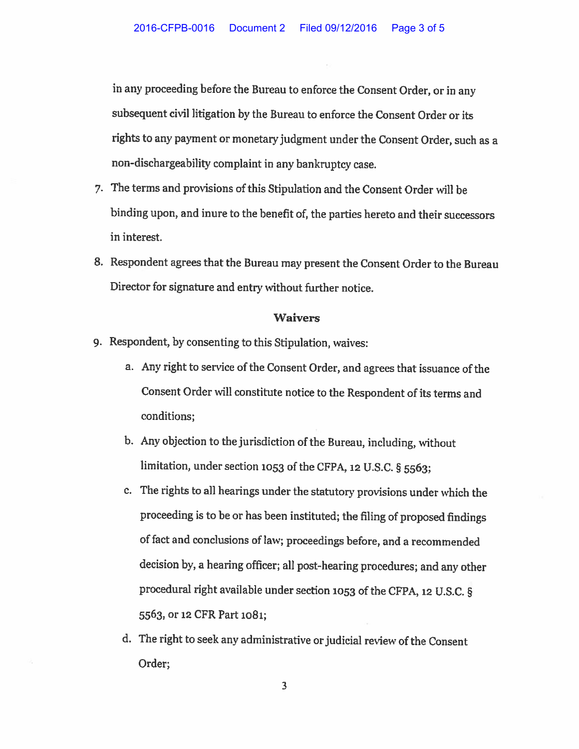in any proceeding before the Bureau to enforce the Consent Order, or in any subsequent civil litigation by the Bureau to enforce the Consent Order or its rights to any payment or monetary judgment under the Consent Order, such as a non-dischargeability complaint in any bankruptcy case.

7. The terms and provisions of this Stipulation and the Consent Order will be binding upon, and inure to the benefit of, the parties hereto and their successors in interest.

8. Respondent agrees that the Bureau may present the Consent Order to the Bureau Director for signature and entry without further notice.

## Waivers

9. Respondent, by consenting to this Stipulation, waives:

   a. Any right to service of the Consent Order, and agrees that issuance of the Consent Order will constitute notice to the Respondent of its terms and conditions;

   b. Any objection to the jurisdiction of the Bureau, including, without limitation, under section 1053 of the CFPA, 12 U.S.C. § 5563;

   c. The rights to all hearings under the statutory provisions under which the proceeding is to be or has been instituted; the filing of proposed findings of fact and conclusions of law; proceedings before, and a recommended decision by, a hearing officer; all post-hearing procedures; and any other procedural right available under section 1053 of the CFPA, 12 U.S.C. § 5563, or 12 CFR Part 1081;

   d. The right to seek any administrative or judicial review of the Consent Order;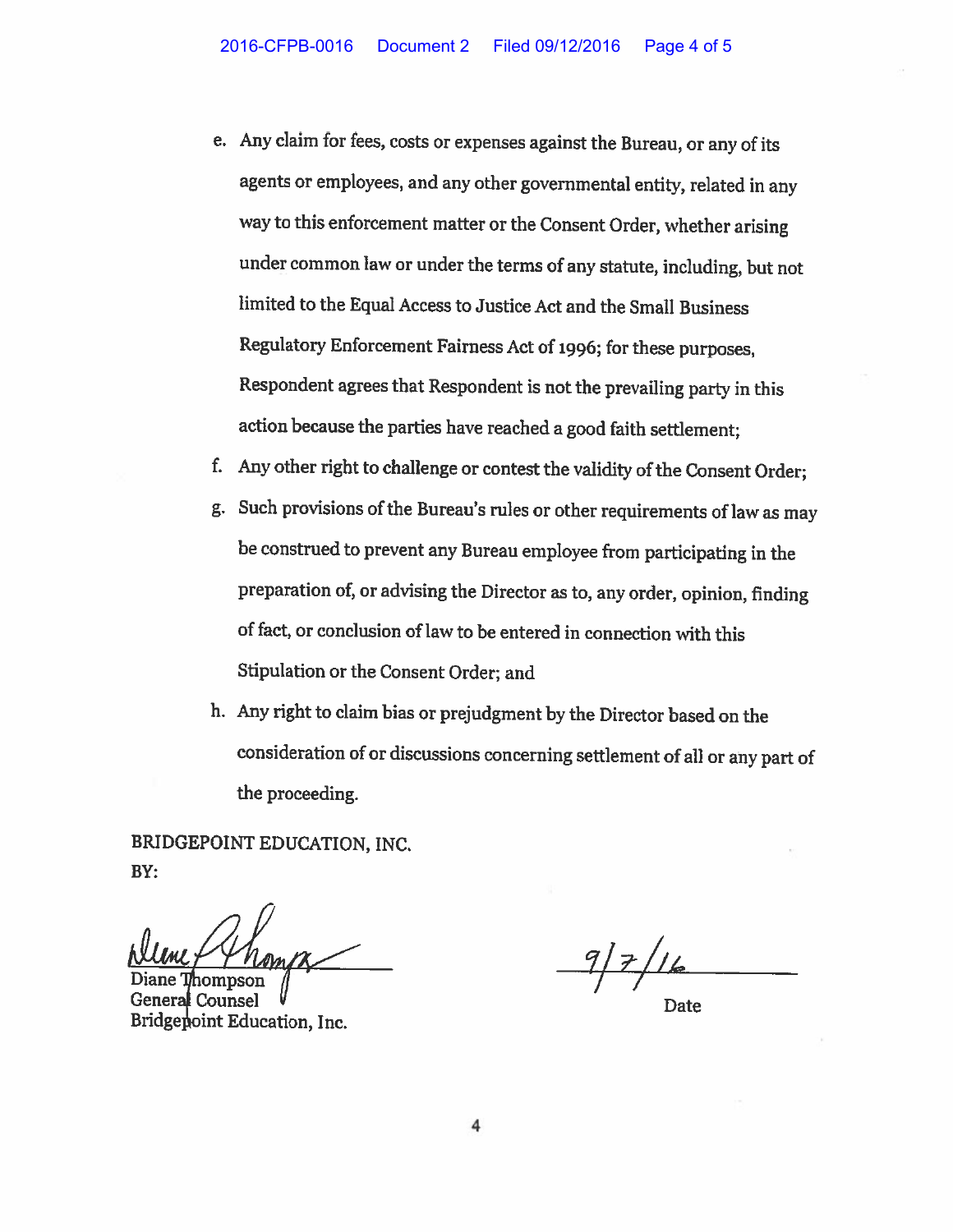e. Any claim for fees, costs or expenses against the Bureau, or any of its agents or employees, and any other governmental entity, related in any way to this enforcement matter or the Consent Order, whether arising under common law or under the terms of any statute, including, but not limited to the Equal Access to Justice Act and the Small Business Regulatory Enforcement Fairness Act of 1996; for these purposes, Respondent agrees that Respondent is not the prevailing party in this action because the parties have reached a good faith settlement;

f. Any other right to challenge or contest the validity of the Consent Order;

g. Such provisions of the Bureau's rules or other requirements of law as may be construed to prevent any Bureau employee from participating in the preparation of, or advising the Director as to, any order, opinion, finding of fact, or conclusion of law to be entered in connection with this Stipulation or the Consent Order; and

h. Any right to claim bias or prejudgment by the Director based on the consideration of or discussions concerning settlement of all or any part of the proceeding.

BRIDGEPOINT EDUCATION, INC.
BY:

Diane Thompson
General Counsel
Bridgepoint Education, Inc.

9/7/16
Date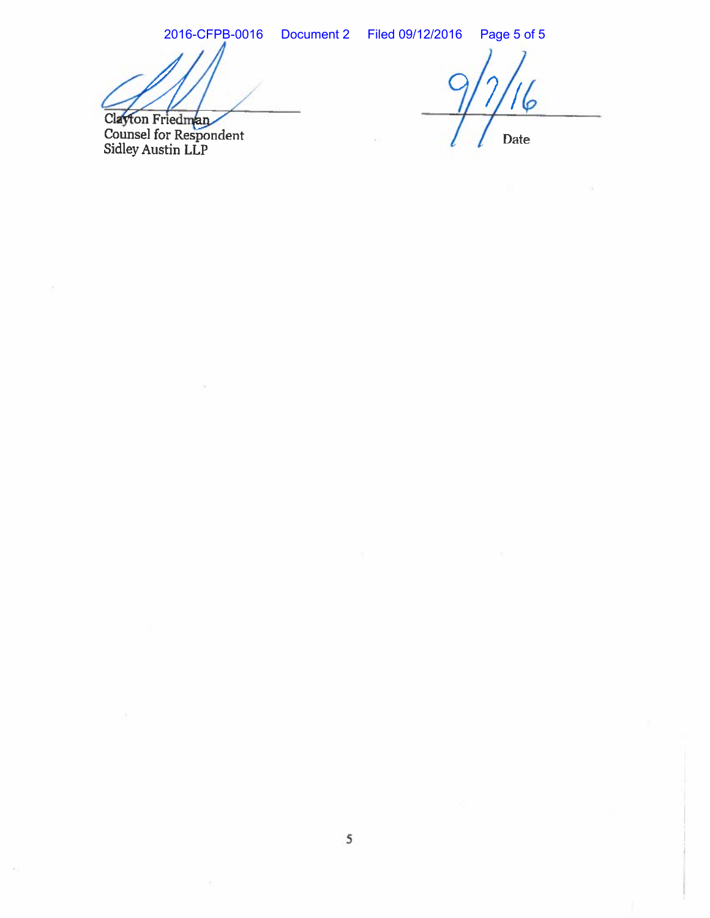Clayton Friedman
Counsel for Respondent
Sidley Austin LLP

9/7/16
Date